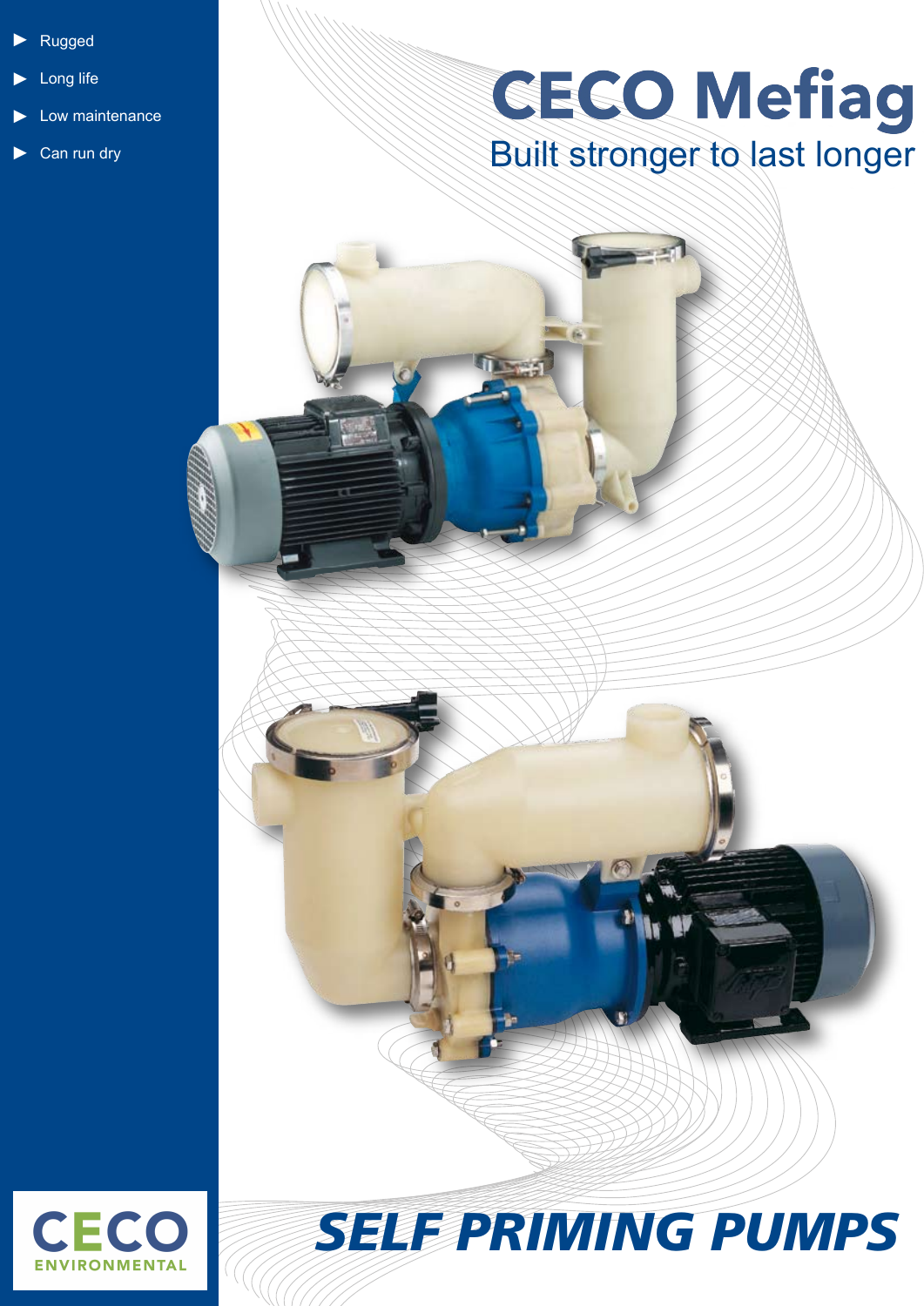- Rugged
- Long life
- Low maintenance
- Can run dry

# CECO Mefiag

Built stronger to last longer

CECO ENVIRONMENTAL

# *SELF PRIMING PUMPS*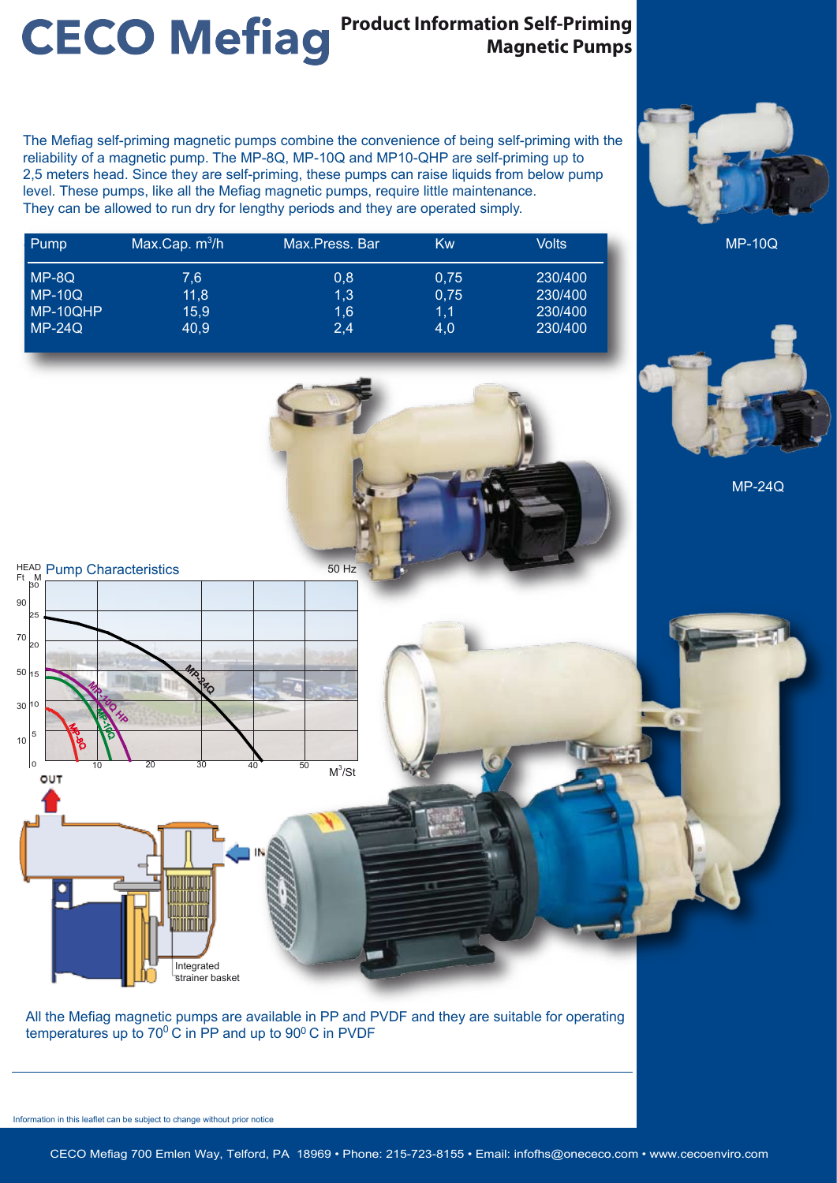# CECO Mefiag

## Product Information Self-Priming Magnetic Pumps

The Mefiag self-priming magnetic pumps combine the convenience of being self-priming with the reliability of a magnetic pump. The MP-8Q, MP-10Q and MP10-QHP are self-priming up to 2,5 meters head. Since they are self-priming, these pumps can raise liquids from below pump level. These pumps, like all the Mefiag magnetic pumps, require little maintenance. They can be allowed to run dry for lengthy periods and they are operated simply.

| Pump | Max.Cap. $m^3$/h | Max.Press. Bar | Kw | Volts |
|---|---|---|---|---|
| MP-8Q | 7,6 | 0,8 | 0,75 | 230/400 |
| MP-10Q | 11,8 | 1,3 | 0,75 | 230/400 |
| MP-10QHP | 15,9 | 1,6 | 1,1 | 230/400 |
| MP-24Q | 40,9 | 2,4 | 4,0 | 230/400 |

MP-10Q

MP-24Q

Pump Characteristics

50 Hz

HEAD

Ft M

90 70 50 30 10

30 25 20 15 10 5 0

0 10 20 30 40 50 $M^3$/St

MP-24Q

MP-10Q HP

MP-10Q

MP-8Q

OUT

IN

Integrated strainer basket

All the Mefiag magnetic pumps are available in PP and PVDF and they are suitable for operating temperatures up to 70° C in PP and up to 90° C in PVDF

Information in this leaflet can be subject to change without prior notice

CECO Mefiag 700 Emlen Way, Telford, PA 18969 • Phone: 215-723-8155 • Email: infofhs@onececo.com • www.cecoenviro.com